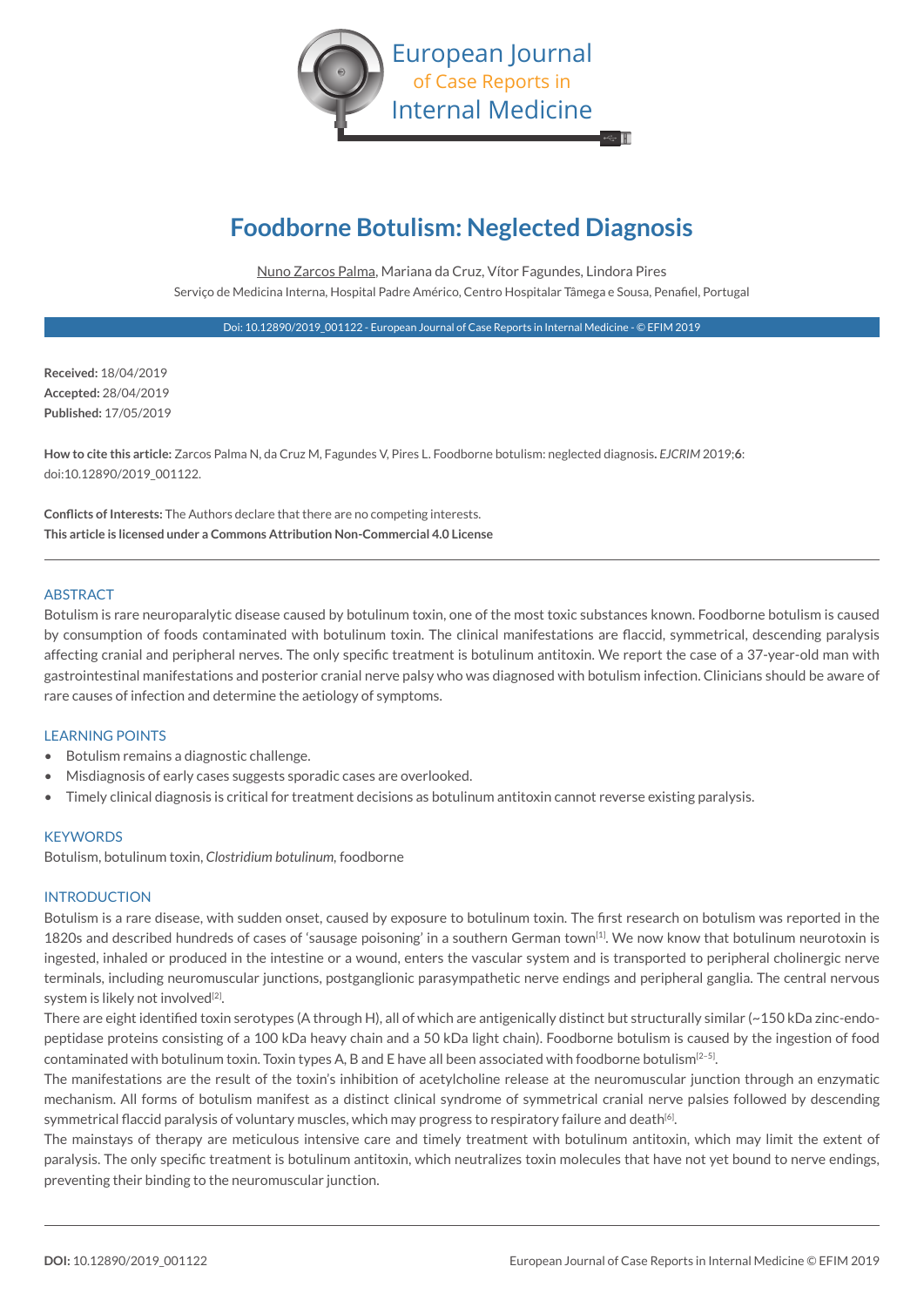# Foodborne Botulism: Neglected Diagnosis

Nuno Zarcos Palma, Mariana da Cruz, Vítor Fagundes, Lindora Pires

Serviço de Medicina Interna, Hospital Padre Américo, Centro Hospitalar Tâmega e Sousa, Penafiel, Portugal

Doi: 10.12890/2019_001122 - European Journal of Case Reports in Internal Medicine - © EFIM 2019

**Received:** 18/04/2019
**Accepted:** 28/04/2019
**Published:** 17/05/2019

**How to cite this article:** Zarcos Palma N, da Cruz M, Fagundes V, Pires L. Foodborne botulism: neglected diagnosis. *EJCRIM* 2019;**6**: doi:10.12890/2019_001122.

**Conflicts of Interests:** The Authors declare that there are no competing interests.
**This article is licensed under a Commons Attribution Non-Commercial 4.0 License**

## ABSTRACT

Botulism is rare neuroparalytic disease caused by botulinum toxin, one of the most toxic substances known. Foodborne botulism is caused by consumption of foods contaminated with botulinum toxin. The clinical manifestations are flaccid, symmetrical, descending paralysis affecting cranial and peripheral nerves. The only specific treatment is botulinum antitoxin. We report the case of a 37-year-old man with gastrointestinal manifestations and posterior cranial nerve palsy who was diagnosed with botulism infection. Clinicians should be aware of rare causes of infection and determine the aetiology of symptoms.

## LEARNING POINTS

- Botulism remains a diagnostic challenge.
- Misdiagnosis of early cases suggests sporadic cases are overlooked.
- Timely clinical diagnosis is critical for treatment decisions as botulinum antitoxin cannot reverse existing paralysis.

## KEYWORDS

Botulism, botulinum toxin, *Clostridium botulinum*, foodborne

## INTRODUCTION

Botulism is a rare disease, with sudden onset, caused by exposure to botulinum toxin. The first research on botulism was reported in the 1820s and described hundreds of cases of 'sausage poisoning' in a southern German town[1]. We now know that botulinum neurotoxin is ingested, inhaled or produced in the intestine or a wound, enters the vascular system and is transported to peripheral cholinergic nerve terminals, including neuromuscular junctions, postganglionic parasympathetic nerve endings and peripheral ganglia. The central nervous system is likely not involved[2].

There are eight identified toxin serotypes (A through H), all of which are antigenically distinct but structurally similar (~150 kDa zinc-endo-peptidase proteins consisting of a 100 kDa heavy chain and a 50 kDa light chain). Foodborne botulism is caused by the ingestion of food contaminated with botulinum toxin. Toxin types A, B and E have all been associated with foodborne botulism[2–5].

The manifestations are the result of the toxin's inhibition of acetylcholine release at the neuromuscular junction through an enzymatic mechanism. All forms of botulism manifest as a distinct clinical syndrome of symmetrical cranial nerve palsies followed by descending symmetrical flaccid paralysis of voluntary muscles, which may progress to respiratory failure and death[6].

The mainstays of therapy are meticulous intensive care and timely treatment with botulinum antitoxin, which may limit the extent of paralysis. The only specific treatment is botulinum antitoxin, which neutralizes toxin molecules that have not yet bound to nerve endings, preventing their binding to the neuromuscular junction.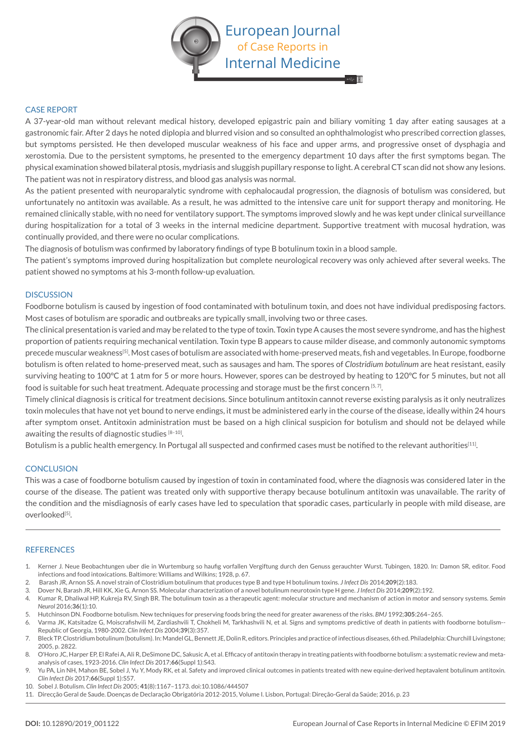## CASE REPORT

A 37-year-old man without relevant medical history, developed epigastric pain and biliary vomiting 1 day after eating sausages at a gastronomic fair. After 2 days he noted diplopia and blurred vision and so consulted an ophthalmologist who prescribed correction glasses, but symptoms persisted. He then developed muscular weakness of his face and upper arms, and progressive onset of dysphagia and xerostomia. Due to the persistent symptoms, he presented to the emergency department 10 days after the first symptoms began. The physical examination showed bilateral ptosis, mydriasis and sluggish pupillary response to light. A cerebral CT scan did not show any lesions. The patient was not in respiratory distress, and blood gas analysis was normal.

As the patient presented with neuroparalytic syndrome with cephalocaudal progression, the diagnosis of botulism was considered, but unfortunately no antitoxin was available. As a result, he was admitted to the intensive care unit for support therapy and monitoring. He remained clinically stable, with no need for ventilatory support. The symptoms improved slowly and he was kept under clinical surveillance during hospitalization for a total of 3 weeks in the internal medicine department. Supportive treatment with mucosal hydration, was continually provided, and there were no ocular complications.

The diagnosis of botulism was confirmed by laboratory findings of type B botulinum toxin in a blood sample.

The patient's symptoms improved during hospitalization but complete neurological recovery was only achieved after several weeks. The patient showed no symptoms at his 3-month follow-up evaluation.

## DISCUSSION

Foodborne botulism is caused by ingestion of food contaminated with botulinum toxin, and does not have individual predisposing factors. Most cases of botulism are sporadic and outbreaks are typically small, involving two or three cases.

The clinical presentation is varied and may be related to the type of toxin. Toxin type A causes the most severe syndrome, and has the highest proportion of patients requiring mechanical ventilation. Toxin type B appears to cause milder disease, and commonly autonomic symptoms precede muscular weakness[5]. Most cases of botulism are associated with home-preserved meats, fish and vegetables. In Europe, foodborne botulism is often related to home-preserved meat, such as sausages and ham. The spores of *Clostridium botulinum* are heat resistant, easily surviving heating to 100°C at 1 atm for 5 or more hours. However, spores can be destroyed by heating to 120°C for 5 minutes, but not all food is suitable for such heat treatment. Adequate processing and storage must be the first concern [5, 7].

Timely clinical diagnosis is critical for treatment decisions. Since botulinum antitoxin cannot reverse existing paralysis as it only neutralizes toxin molecules that have not yet bound to nerve endings, it must be administered early in the course of the disease, ideally within 24 hours after symptom onset. Antitoxin administration must be based on a high clinical suspicion for botulism and should not be delayed while awaiting the results of diagnostic studies [8–10].

Botulism is a public health emergency. In Portugal all suspected and confirmed cases must be notified to the relevant authorities[11].

## CONCLUSION

This was a case of foodborne botulism caused by ingestion of toxin in contaminated food, where the diagnosis was considered later in the course of the disease. The patient was treated only with supportive therapy because botulinum antitoxin was unavailable. The rarity of the condition and the misdiagnosis of early cases have led to speculation that sporadic cases, particularly in people with mild disease, are overlooked[5].

## REFERENCES

1. Kerner J. Neue Beobachtungen uber die in Wurtemburg so haufig vorfallen Vergiftung durch den Genuss gerauchter Wurst. Tubingen, 1820. In: Damon SR, editor. Food infections and food intoxications. Baltimore: Williams and Wilkins; 1928, p. 67.
2. Barash JR, Arnon SS. A novel strain of Clostridium botulinum that produces type B and type H botulinum toxins. *J Infect Dis* 2014;**209**(2):183.
3. Dover N, Barash JR, Hill KK, Xie G, Arnon SS. Molecular characterization of a novel botulinum neurotoxin type H gene. *J Infect Dis* 2014;**209**(2):192.
4. Kumar R, Dhaliwal HP, Kukreja RV, Singh BR. The botulinum toxin as a therapeutic agent: molecular structure and mechanism of action in motor and sensory systems. *Semin Neurol* 2016;**36**(1):10.
5. Hutchinson DN. Foodborne botulism. New techniques for preserving foods bring the need for greater awareness of the risks. *BMJ* 1992;**305**:264–265.
6. Varma JK, Katsitadze G, Moiscrafishvili M, Zardiashvili T, Chokheli M, Tarkhashvili N, et al. Signs and symptoms predictive of death in patients with foodborne botulism--Republic of Georgia, 1980-2002. *Clin Infect Dis* 2004;**39**(3):357.
7. Bleck TP. Clostridium botulinum (botulism). In: Mandel GL, Bennett JE, Dolin R, editors. Principles and practice of infectious diseases, 6th ed. Philadelphia: Churchill Livingstone; 2005, p. 2822.
8. O'Horo JC, Harper EP, El Rafei A, Ali R, DeSimone DC, Sakusic A, et al. Efficacy of antitoxin therapy in treating patients with foodborne botulism: a systematic review and meta-analysis of cases, 1923-2016. *Clin Infect Dis* 2017;**66**(Suppl 1):S43.
9. Yu PA, Lin NH, Mahon BE, Sobel J, Yu Y, Mody RK, et al. Safety and improved clinical outcomes in patients treated with new equine-derived heptavalent botulinum antitoxin. *Clin Infect Dis* 2017;**66**(Suppl 1):S57.
10. Sobel J. Botulism. *Clin Infect Dis* 2005; **41**(8):1167–1173. doi:10.1086/444507
11. Direcção Geral de Saude. Doenças de Declaração Obrigatória 2012-2015, Volume I. Lisbon, Portugal: Direção-Geral da Saúde; 2016, p. 23